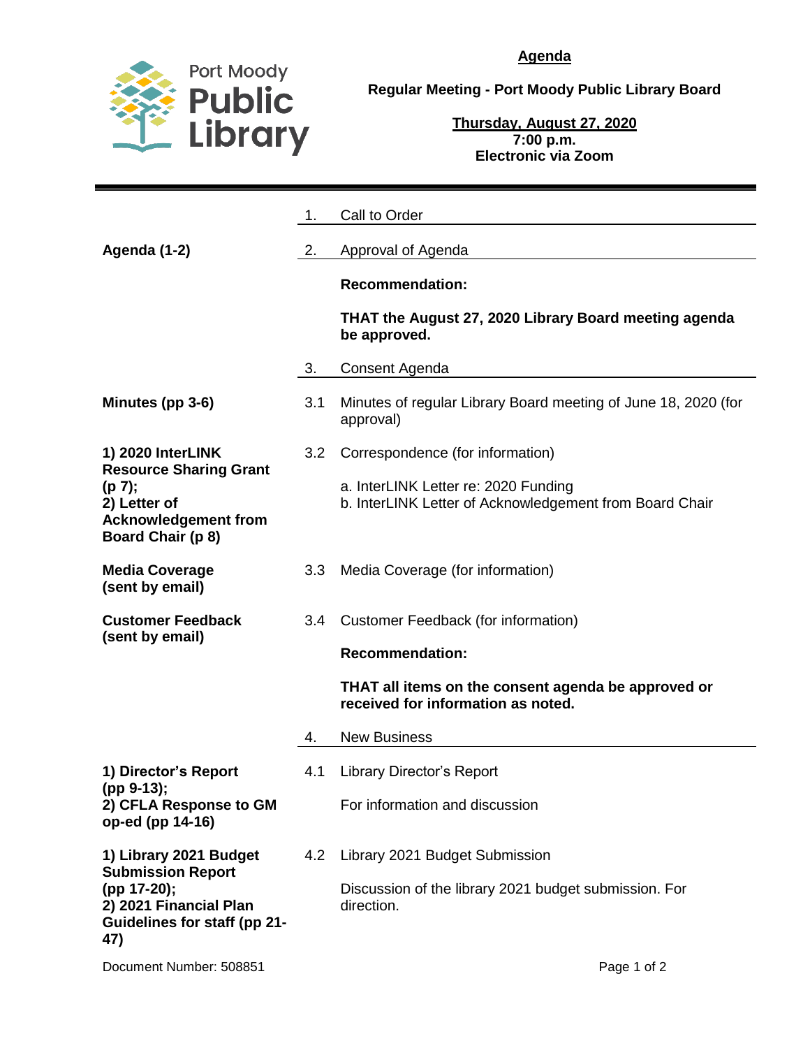Port Moody Public Library

# Agenda

## Regular Meeting - Port Moody Public Library Board

**Thursday, August 27, 2020**
**7:00 p.m.**
**Electronic via Zoom**

---

1. Call to Order

**Agenda (1-2)**

2. Approval of Agenda

**Recommendation:**

**THAT the August 27, 2020 Library Board meeting agenda be approved.**

3. Consent Agenda

**Minutes (pp 3-6)**

3.1 Minutes of regular Library Board meeting of June 18, 2020 (for approval)

**1) 2020 InterLINK Resource Sharing Grant (p 7);**
**2) Letter of Acknowledgement from Board Chair (p 8)**

3.2 Correspondence (for information)

a. InterLINK Letter re: 2020 Funding
b. InterLINK Letter of Acknowledgement from Board Chair

**Media Coverage (sent by email)**

3.3 Media Coverage (for information)

**Customer Feedback (sent by email)**

3.4 Customer Feedback (for information)

**Recommendation:**

**THAT all items on the consent agenda be approved or received for information as noted.**

4. New Business

**1) Director's Report (pp 9-13);**
**2) CFLA Response to GM op-ed (pp 14-16)**

4.1 Library Director's Report

For information and discussion

**1) Library 2021 Budget Submission Report (pp 17-20);**
**2) 2021 Financial Plan Guidelines for staff (pp 21-47)**

4.2 Library 2021 Budget Submission

Discussion of the library 2021 budget submission. For direction.

Document Number: 508851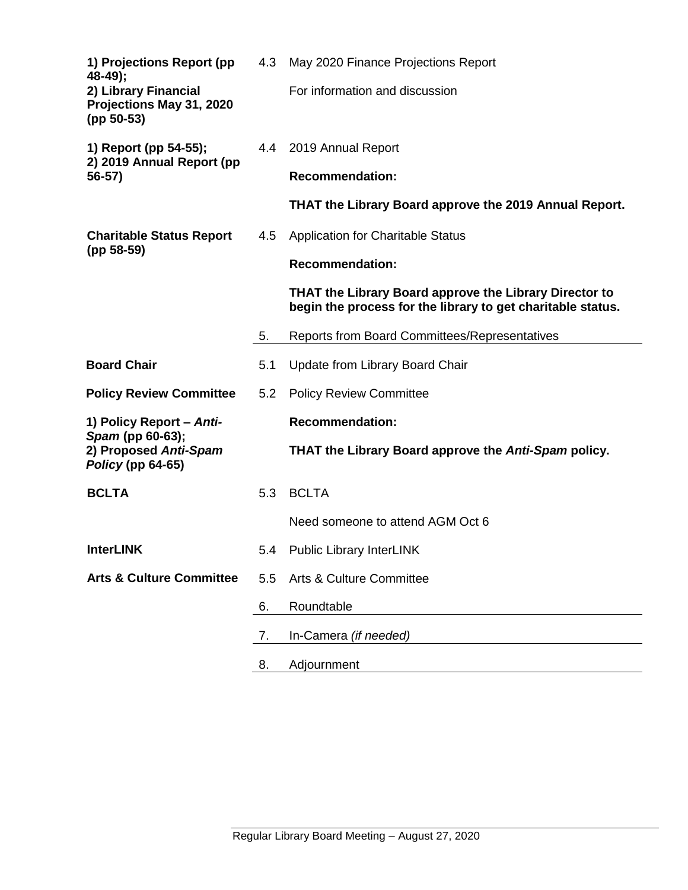| | | |
|---|---|---|
| **1) Projections Report (pp 48-49);** **2) Library Financial Projections May 31, 2020 (pp 50-53)** | 4.3 | May 2020 Finance Projections Report<br><br>For information and discussion |
| **1) Report (pp 54-55);** **2) 2019 Annual Report (pp 56-57)** | 4.4 | 2019 Annual Report<br><br>**Recommendation:**<br><br>**THAT the Library Board approve the 2019 Annual Report.** |
| **Charitable Status Report (pp 58-59)** | 4.5 | Application for Charitable Status<br><br>**Recommendation:**<br><br>**THAT the Library Board approve the Library Director to begin the process for the library to get charitable status.** |
| | 5. | Reports from Board Committees/Representatives |
| **Board Chair** | 5.1 | Update from Library Board Chair |
| **Policy Review Committee** | 5.2 | Policy Review Committee |
| **1) Policy Report – *Anti-Spam* (pp 60-63);** **2) Proposed *Anti-Spam Policy* (pp 64-65)** | | **Recommendation:**<br><br>**THAT the Library Board approve the *Anti-Spam* policy.** |
| **BCLTA** | 5.3 | BCLTA<br><br>Need someone to attend AGM Oct 6 |
| **InterLINK** | 5.4 | Public Library InterLINK |
| **Arts & Culture Committee** | 5.5 | Arts & Culture Committee |
| | 6. | Roundtable |
| | 7. | In-Camera *(if needed)* |
| | 8. | Adjournment |

Regular Library Board Meeting – August 27, 2020